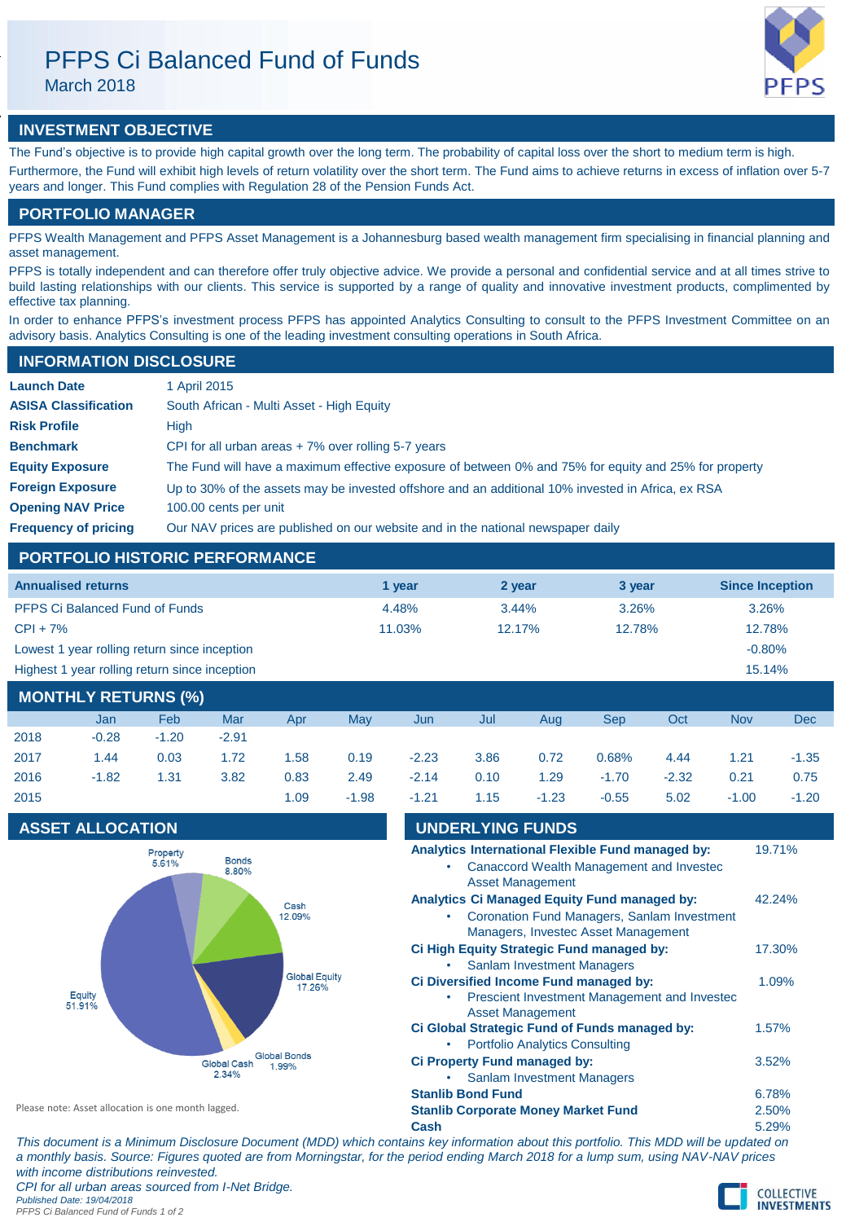# PFPS Ci Balanced Fund of Funds

March 2018

## INVESTMENT OBJECTIVE

The Fund's objective is to provide high capital growth over the long term. The probability of capital loss over the short to medium term is high. Furthermore, the Fund will exhibit high levels of return volatility over the short term. The Fund aims to achieve returns in excess of inflation over 5-7 years and longer. This Fund complies with Regulation 28 of the Pension Funds Act.

## PORTFOLIO MANAGER

PFPS Wealth Management and PFPS Asset Management is a Johannesburg based wealth management firm specialising in financial planning and asset management.

PFPS is totally independent and can therefore offer truly objective advice. We provide a personal and confidential service and at all times strive to build lasting relationships with our clients. This service is supported by a range of quality and innovative investment products, complimented by effective tax planning.

In order to enhance PFPS's investment process PFPS has appointed Analytics Consulting to consult to the PFPS Investment Committee on an advisory basis. Analytics Consulting is one of the leading investment consulting operations in South Africa.

## INFORMATION DISCLOSURE

| | |
|---|---|
| **Launch Date** | 1 April 2015 |
| **ASISA Classification** | South African - Multi Asset - High Equity |
| **Risk Profile** | High |
| **Benchmark** | CPI for all urban areas + 7% over rolling 5-7 years |
| **Equity Exposure** | The Fund will have a maximum effective exposure of between 0% and 75% for equity and 25% for property |
| **Foreign Exposure** | Up to 30% of the assets may be invested offshore and an additional 10% invested in Africa, ex RSA |
| **Opening NAV Price** | 100.00 cents per unit |
| **Frequency of pricing** | Our NAV prices are published on our website and in the national newspaper daily |

## PORTFOLIO HISTORIC PERFORMANCE

| Annualised returns | 1 year | 2 year | 3 year | Since Inception |
|---|---|---|---|---|
| PFPS Ci Balanced Fund of Funds | 4.48% | 3.44% | 3.26% | 3.26% |
| CPI + 7% | 11.03% | 12.17% | 12.78% | 12.78% |
| Lowest 1 year rolling return since inception | | | | -0.80% |
| Highest 1 year rolling return since inception | | | | 15.14% |

## MONTHLY RETURNS (%)

| | Jan | Feb | Mar | Apr | May | Jun | Jul | Aug | Sep | Oct | Nov | Dec |
|---|---|---|---|---|---|---|---|---|---|---|---|---|
| 2018 | -0.28 | -1.20 | -2.91 | | | | | | | | | |
| 2017 | 1.44 | 0.03 | 1.72 | 1.58 | 0.19 | -2.23 | 3.86 | 0.72 | 0.68% | 4.44 | 1.21 | -1.35 |
| 2016 | -1.82 | 1.31 | 3.82 | 0.83 | 2.49 | -2.14 | 0.10 | 1.29 | -1.70 | -2.32 | 0.21 | 0.75 |
| 2015 | | | | 1.09 | -1.98 | -1.21 | 1.15 | -1.23 | -0.55 | 5.02 | -1.00 | -1.20 |

## ASSET ALLOCATION

| Asset | % |
|---|---|
| Property | 5.61% |
| Bonds | 8.80% |
| Cash | 12.09% |
| Global Equity | 17.26% |
| Global Bonds | 1.99% |
| Global Cash | 2.34% |
| Equity | 51.91% |

Please note: Asset allocation is one month lagged.

## UNDERLYING FUNDS

| Fund | % |
|---|---|
| **Analytics International Flexible Fund managed by:**<br>• Canaccord Wealth Management and Investec Asset Management | 19.71% |
| **Analytics Ci Managed Equity Fund managed by:**<br>• Coronation Fund Managers, Sanlam Investment Managers, Investec Asset Management | 42.24% |
| **Ci High Equity Strategic Fund managed by:**<br>• Sanlam Investment Managers | 17.30% |
| **Ci Diversified Income Fund managed by:**<br>• Prescient Investment Management and Investec Asset Management | 1.09% |
| **Ci Global Strategic Fund of Funds managed by:**<br>• Portfolio Analytics Consulting | 1.57% |
| **Ci Property Fund managed by:**<br>• Sanlam Investment Managers | 3.52% |
| **Stanlib Bond Fund** | 6.78% |
| **Stanlib Corporate Money Market Fund** | 2.50% |
| **Cash** | 5.29% |

*This document is a Minimum Disclosure Document (MDD) which contains key information about this portfolio. This MDD will be updated on a monthly basis. Source: Figures quoted are from Morningstar, for the period ending March 2018 for a lump sum, using NAV-NAV prices with income distributions reinvested.*

*CPI for all urban areas sourced from I-Net Bridge.*

*Published Date: 19/04/2018*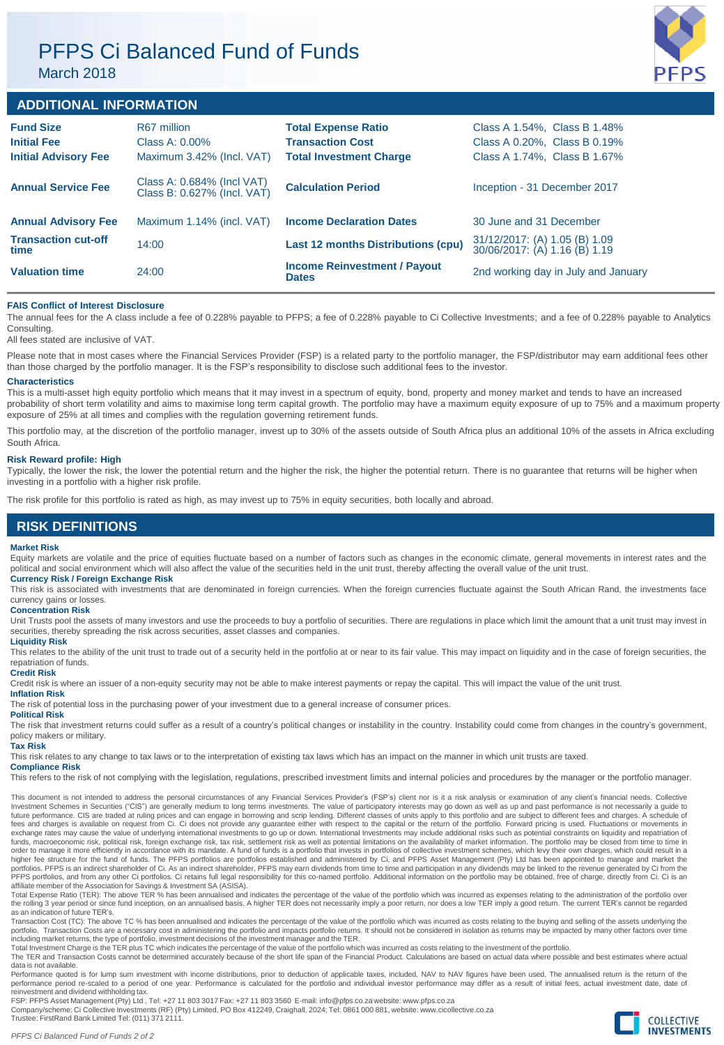# PFPS Ci Balanced Fund of Funds

March 2018

## ADDITIONAL INFORMATION

| | | | |
|---|---|---|---|
| **Fund Size** | R67 million | **Total Expense Ratio** | Class A 1.54%, Class B 1.48% |
| **Initial Fee** | Class A: 0.00% | **Transaction Cost** | Class A 0.20%, Class B 0.19% |
| **Initial Advisory Fee** | Maximum 3.42% (Incl. VAT) | **Total Investment Charge** | Class A 1.74%, Class B 1.67% |
| **Annual Service Fee** | Class A: 0.684% (Incl VAT) Class B: 0.627% (Incl. VAT) | **Calculation Period** | Inception - 31 December 2017 |
| **Annual Advisory Fee** | Maximum 1.14% (incl. VAT) | **Income Declaration Dates** | 30 June and 31 December |
| **Transaction cut-off time** | 14:00 | **Last 12 months Distributions (cpu)** | 31/12/2017: (A) 1.05 (B) 1.09 30/06/2017: (A) 1.16 (B) 1.19 |
| **Valuation time** | 24:00 | **Income Reinvestment / Payout Dates** | 2nd working day in July and January |

**FAIS Conflict of Interest Disclosure**

The annual fees for the A class include a fee of 0.228% payable to PFPS; a fee of 0.228% payable to Ci Collective Investments; and a fee of 0.228% payable to Analytics Consulting.

All fees stated are inclusive of VAT.

Please note that in most cases where the Financial Services Provider (FSP) is a related party to the portfolio manager, the FSP/distributor may earn additional fees other than those charged by the portfolio manager. It is the FSP's responsibility to disclose such additional fees to the investor.

**Characteristics**

This is a multi-asset high equity portfolio which means that it may invest in a spectrum of equity, bond, property and money market and tends to have an increased probability of short term volatility and aims to maximise long term capital growth. The portfolio may have a maximum equity exposure of up to 75% and a maximum property exposure of 25% at all times and complies with the regulation governing retirement funds.

This portfolio may, at the discretion of the portfolio manager, invest up to 30% of the assets outside of South Africa plus an additional 10% of the assets in Africa excluding South Africa.

**Risk Reward profile: High**

Typically, the lower the risk, the lower the potential return and the higher the risk, the higher the potential return. There is no guarantee that returns will be higher when investing in a portfolio with a higher risk profile.

The risk profile for this portfolio is rated as high, as may invest up to 75% in equity securities, both locally and abroad.

## RISK DEFINITIONS

**Market Risk**

Equity markets are volatile and the price of equities fluctuate based on a number of factors such as changes in the economic climate, general movements in interest rates and the political and social environment which will also affect the value of the securities held in the unit trust, thereby affecting the overall value of the unit trust.

**Currency Risk / Foreign Exchange Risk**

This risk is associated with investments that are denominated in foreign currencies. When the foreign currencies fluctuate against the South African Rand, the investments face currency gains or losses.

**Concentration Risk**

Unit Trusts pool the assets of many investors and use the proceeds to buy a portfolio of securities. There are regulations in place which limit the amount that a unit trust may invest in securities, thereby spreading the risk across securities, asset classes and companies.

**Liquidity Risk**

This relates to the ability of the unit trust to trade out of a security held in the portfolio at or near to its fair value. This may impact on liquidity and in the case of foreign securities, the repatriation of funds.

**Credit Risk**

Credit risk is where an issuer of a non-equity security may not be able to make interest payments or repay the capital. This will impact the value of the unit trust.

**Inflation Risk**

The risk of potential loss in the purchasing power of your investment due to a general increase of consumer prices.

**Political Risk**

The risk that investment returns could suffer as a result of a country's political changes or instability in the country. Instability could come from changes in the country's government, policy makers or military.

**Tax Risk**

This risk relates to any change to tax laws or to the interpretation of existing tax laws which has an impact on the manner in which unit trusts are taxed.

**Compliance Risk**

This refers to the risk of not complying with the legislation, regulations, prescribed investment limits and internal policies and procedures by the manager or the portfolio manager.

This document is not intended to address the personal circumstances of any Financial Services Provider's (FSP's) client nor is it a risk analysis or examination of any client's financial needs. Collective Investment Schemes in Securities ("CIS") are generally medium to long terms investments. The value of participatory interests may go down as well as up and past performance is not necessarily a guide to future performance. CIS are traded at ruling prices and can engage in borrowing and scrip lending. Different classes of units apply to this portfolio and are subject to different fees and charges. A schedule of fees and charges is available on request from Ci. Ci does not provide any guarantee either with respect to the capital or the return of the portfolio. Forward pricing is used. Fluctuations or movements in exchange rates may cause the value of underlying international investments to go up or down. International Investments may include additional risks such as potential constraints on liquidity and repatriation of funds, macroeconomic risk, political risk, foreign exchange risk, tax risk, settlement risk as well as potential limitations on the availability of market information. The portfolio may be closed from time to time in order to manage it more efficiently in accordance with its mandate. A fund of funds is a portfolio that invests in portfolios of collective investment schemes, which levy their own charges, which could result in a higher fee structure for the fund of funds. The PFPS portfolios are portfolios established and administered by Ci, and PFPS Asset Management (Pty) Ltd has been appointed to manage and market the portfolios. PFPS is an indirect shareholder of Ci. As an indirect shareholder, PFPS may earn dividends from time to time and participation in any dividends may be linked to the revenue generated by Ci from the PFPS portfolios, and from any other Ci portfolios. Ci retains full legal responsibility for this co-named portfolio. Additional information on the portfolio may be obtained, free of charge, directly from Ci. Ci is an affiliate member of the Association for Savings & Investment SA (ASISA).

Total Expense Ratio (TER): The above TER % has been annualised and indicates the percentage of the value of the portfolio which was incurred as expenses relating to the administration of the portfolio over the rolling 3 year period or since fund inception, on an annualised basis. A higher TER does not necessarily imply a poor return, nor does a low TER imply a good return. The current TER's cannot be regarded as an indication of future TER's.

Transaction Cost (TC): The above TC % has been annualised and indicates the percentage of the value of the portfolio which was incurred as costs relating to the buying and selling of the assets underlying the portfolio. Transaction Costs are a necessary cost in administering the portfolio and impacts portfolio returns. It should not be considered in isolation as returns may be impacted by many other factors over time including market returns, the type of portfolio, investment decisions of the investment manager and the TER.

Total Investment Charge is the TER plus TC which indicates the percentage of the value of the portfolio which was incurred as costs relating to the investment of the portfolio.

The TER and Transaction Costs cannot be determined accurately because of the short life span of the Financial Product. Calculations are based on actual data where possible and best estimates where actual data is not available.

Performance quoted is for lump sum investment with income distributions, prior to deduction of applicable taxes, included. NAV to NAV figures have been used. The annualised return is the return of the performance period re-scaled to a period of one year. Performance is calculated for the portfolio and individual investor performance may differ as a result of initial fees, actual investment date, date of reinvestment and dividend withholding tax.

FSP: PFPS Asset Management (Pty) Ltd , Tel: +27 11 803 3017 Fax: +27 11 803 3560 E-mail: info@pfps.co.za website: www.pfps.co.za

Company/scheme: Ci Collective Investments (RF) (Pty) Limited, PO Box 412249, Craighall, 2024; Tel: 0861 000 881, website: www.cicollective.co.za

Trustee: FirstRand Bank Limited Tel: (011) 371 2111.